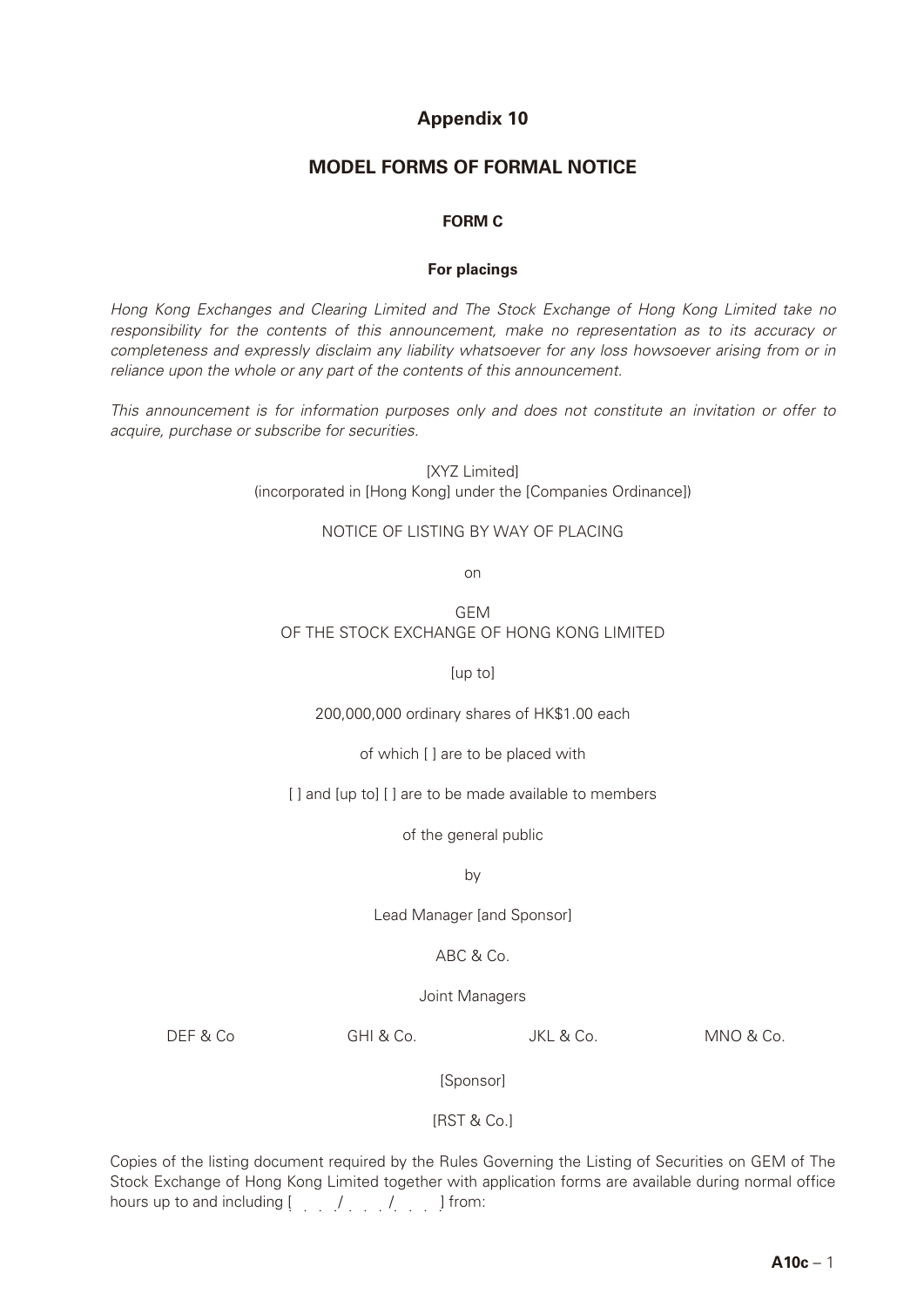# Appendix 10

## MODEL FORMS OF FORMAL NOTICE

### FORM C

### For placings

*Hong Kong Exchanges and Clearing Limited and The Stock Exchange of Hong Kong Limited take no responsibility for the contents of this announcement, make no representation as to its accuracy or completeness and expressly disclaim any liability whatsoever for any loss howsoever arising from or in reliance upon the whole or any part of the contents of this announcement.*

*This announcement is for information purposes only and does not constitute an invitation or offer to acquire, purchase or subscribe for securities.*

[XYZ Limited]
(incorporated in [Hong Kong] under the [Companies Ordinance])

NOTICE OF LISTING BY WAY OF PLACING

on

GEM
OF THE STOCK EXCHANGE OF HONG KONG LIMITED

[up to]

200,000,000 ordinary shares of HK$1.00 each

of which [ ] are to be placed with

[ ] and [up to] [ ] are to be made available to members

of the general public

by

Lead Manager [and Sponsor]

ABC & Co.

Joint Managers

DEF & Co    GHI & Co.    JKL & Co.    MNO & Co.

[Sponsor]

[RST & Co.]

Copies of the listing document required by the Rules Governing the Listing of Securities on GEM of The Stock Exchange of Hong Kong Limited together with application forms are available during normal office hours up to and including [ . . . / . . . / . . . ] from: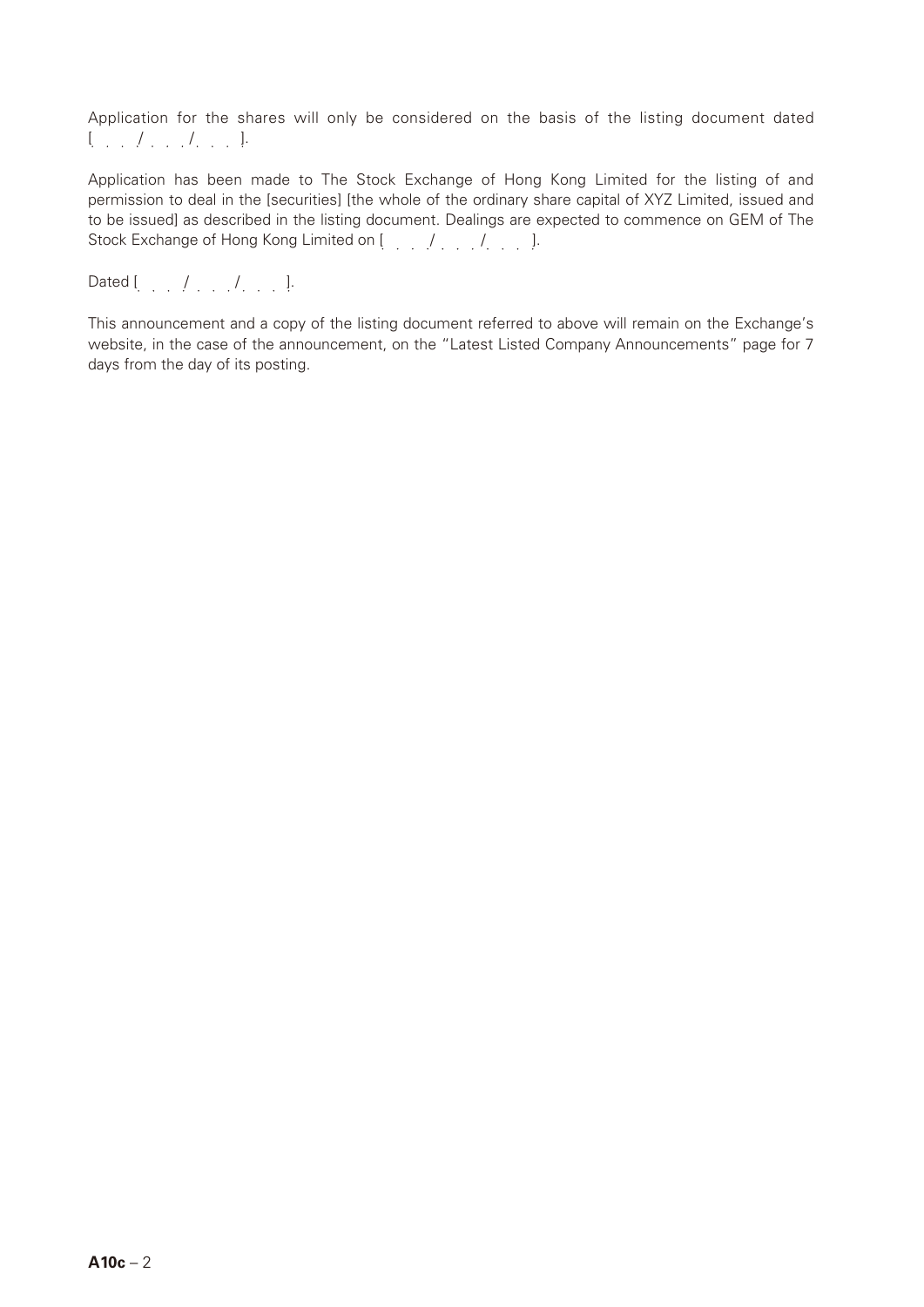Application for the shares will only be considered on the basis of the listing document dated [. . . / . . . / . . . ].

Application has been made to The Stock Exchange of Hong Kong Limited for the listing of and permission to deal in the [securities] [the whole of the ordinary share capital of XYZ Limited, issued and to be issued] as described in the listing document. Dealings are expected to commence on GEM of The Stock Exchange of Hong Kong Limited on [. . . / . . . / . . . ].

Dated [. . . / . . . / . . . ].

This announcement and a copy of the listing document referred to above will remain on the Exchange's website, in the case of the announcement, on the "Latest Listed Company Announcements" page for 7 days from the day of its posting.